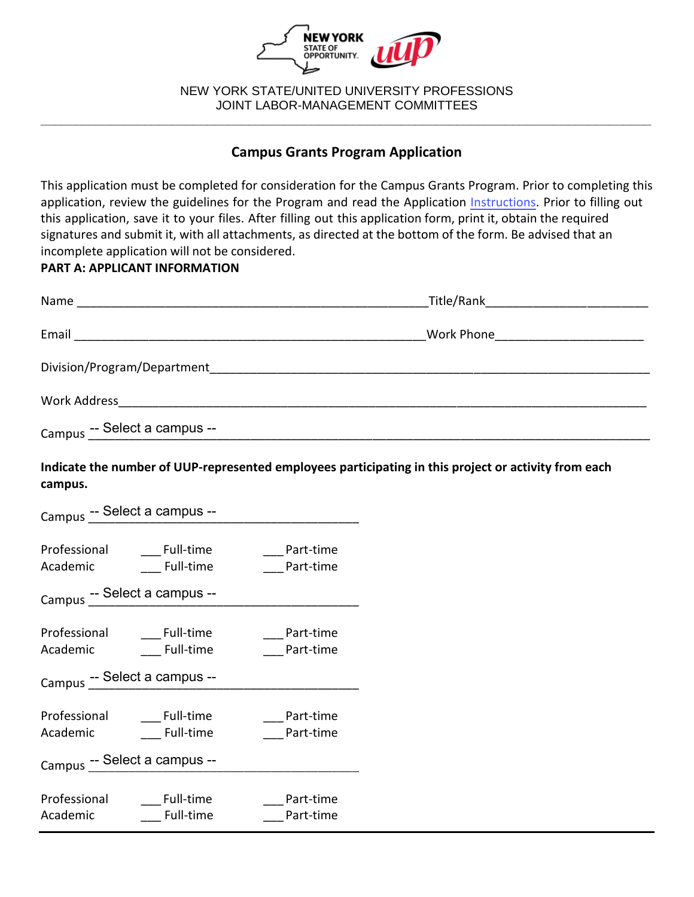NEW YORK STATE/UNITED UNIVERSITY PROFESSIONS
JOINT LABOR-MANAGEMENT COMMITTEES

## Campus Grants Program Application

This application must be completed for consideration for the Campus Grants Program. Prior to completing this application, review the guidelines for the Program and read the Application Instructions. Prior to filling out this application, save it to your files. After filling out this application form, print it, obtain the required signatures and submit it, with all attachments, as directed at the bottom of the form. Be advised that an incomplete application will not be considered.

**PART A: APPLICANT INFORMATION**

Name ____________________________________________ Title/Rank____________________

Email ____________________________________________ Work Phone__________________

Division/Program/Department_____________________________________________________

Work Address_____________________________________________________________

Campus -- Select a campus --

**Indicate the number of UUP-represented employees participating in this project or activity from each campus.**

Campus -- Select a campus --

Professional ___ Full-time ___ Part-time
Academic ___ Full-time ___ Part-time

Campus -- Select a campus --

Professional ___ Full-time ___ Part-time
Academic ___ Full-time ___ Part-time

Campus -- Select a campus --

Professional ___ Full-time ___ Part-time
Academic ___ Full-time ___ Part-time

Campus -- Select a campus --

Professional ___ Full-time ___ Part-time
Academic ___ Full-time ___ Part-time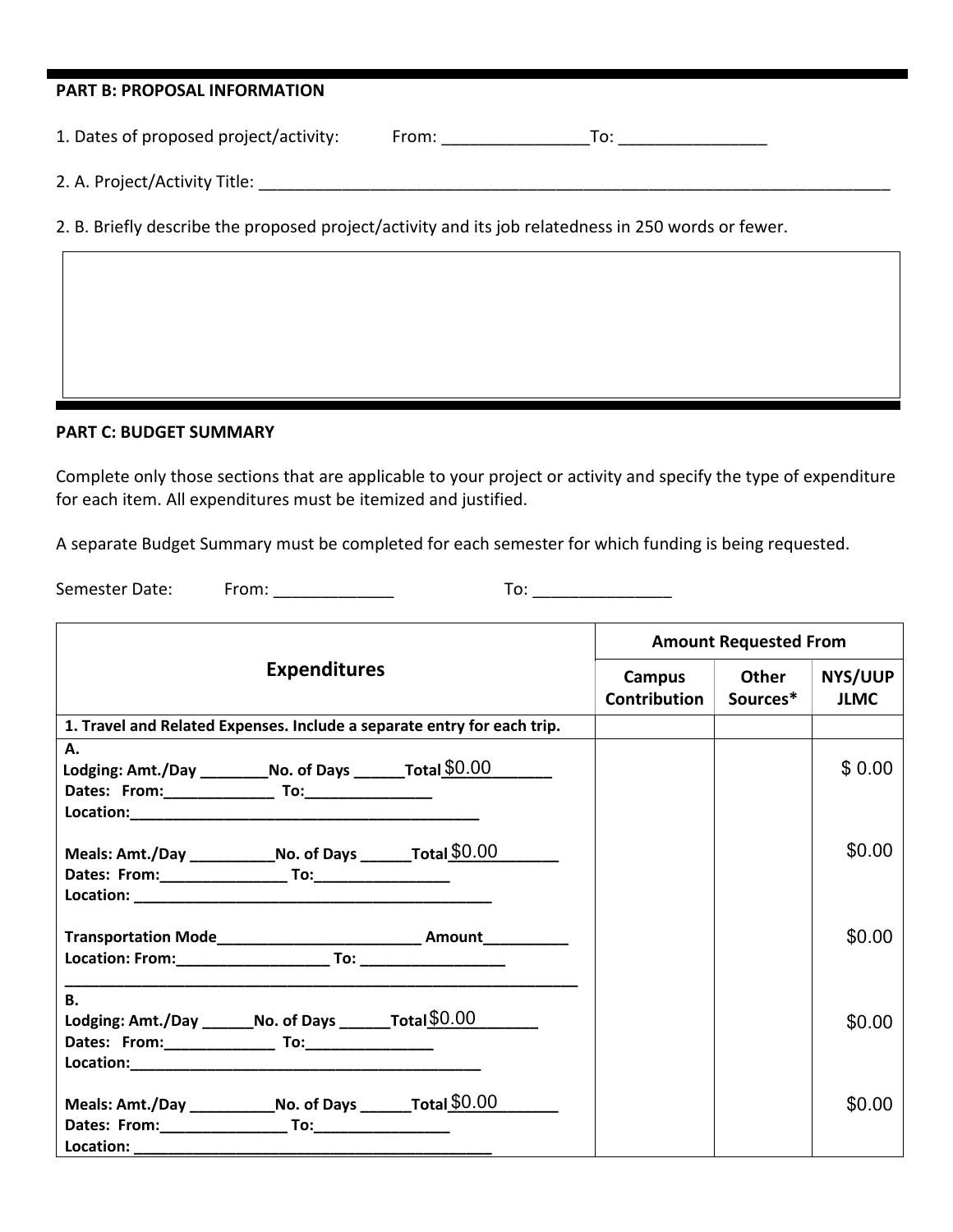## PART B: PROPOSAL INFORMATION

1. Dates of proposed project/activity: From: ________________To: ________________

2. A. Project/Activity Title: ___________________________________________________________________________

2. B. Briefly describe the proposed project/activity and its job relatedness in 250 words or fewer.

| |
|---|
| |

## PART C: BUDGET SUMMARY

Complete only those sections that are applicable to your project or activity and specify the type of expenditure for each item. All expenditures must be itemized and justified.

A separate Budget Summary must be completed for each semester for which funding is being requested.

Semester Date: From: _____________ To: _______________

| Expenditures | Amount Requested From | | |
|---|---|---|---|
| | Campus Contribution | Other Sources* | NYS/UUP JLMC |
| **1. Travel and Related Expenses. Include a separate entry for each trip.** | | | |
| **A.**<br>**Lodging: Amt./Day ________No. of Days ______Total** $0.00<br>**Dates: From:_____________ To:_______________**<br>**Location:___________________________________________** | | | $ 0.00 |
| **Meals: Amt./Day __________No. of Days ______Total** $0.00<br>**Dates: From:_______________ To:________________**<br>**Location: ___________________________________________** | | | $0.00 |
| **Transportation Mode________________________ Amount__________**<br>**Location: From:__________________ To: _________________** | | | $0.00 |
| **B.**<br>**Lodging: Amt./Day ______No. of Days ______Total** $0.00<br>**Dates: From:_____________ To:_______________**<br>**Location:___________________________________________** | | | $0.00 |
| **Meals: Amt./Day __________No. of Days ______Total** $0.00<br>**Dates: From:_______________ To:________________**<br>**Location: ___________________________________________** | | | $0.00 |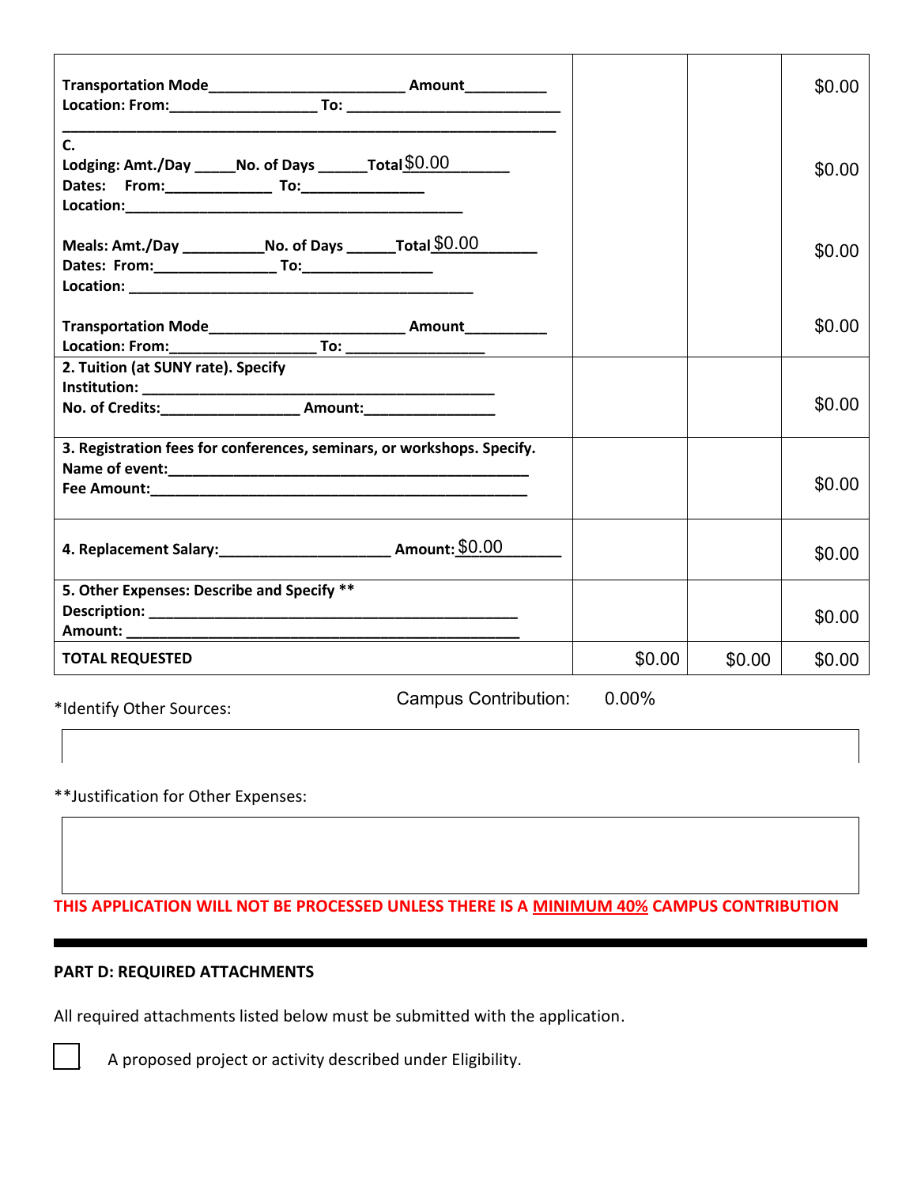| | | | |
|---|---|---|---|
| **Transportation Mode**________________________ **Amount**__________<br>**Location: From:**__________________ **To:** __________________________<br>________________________________________________________________ | | | $0.00 |
| **C.**<br>**Lodging: Amt./Day** _____**No. of Days** ______**Total** $0.00<br>**Dates: From:**_____________ **To:**_______________<br>**Location:**___________________________________________ | | | $0.00 |
| **Meals: Amt./Day** __________**No. of Days** ______**Total** $0.00<br>**Dates: From:**_______________ **To:**________________<br>**Location:** ___________________________________________ | | | $0.00 |
| **Transportation Mode**________________________ **Amount**__________<br>**Location: From:**__________________ **To:** _________________ | | | $0.00 |
| **2. Tuition (at SUNY rate). Specify**<br>**Institution:** _____________________________________________<br>**No. of Credits:**_________________ **Amount:**________________ | | | $0.00 |
| **3. Registration fees for conferences, seminars, or workshops. Specify.**<br>**Name of event:**______________________________________________<br>**Fee Amount:**_______________________________________________ | | | $0.00 |
| **4. Replacement Salary:**_____________________ **Amount:** $0.00 | | | $0.00 |
| **5. Other Expenses: Describe and Specify** **<br>**Description:** _______________________________________________<br>**Amount:** _________________________________________________ | | | $0.00 |
| **TOTAL REQUESTED** | $0.00 | $0.00 | $0.00 |

*Identify Other Sources:

Campus Contribution: 0.00%

**Justification for Other Expenses:

**THIS APPLICATION WILL NOT BE PROCESSED UNLESS THERE IS A MINIMUM 40% CAMPUS CONTRIBUTION**

---

**PART D: REQUIRED ATTACHMENTS**

All required attachments listed below must be submitted with the application.

- [ ] A proposed project or activity described under Eligibility.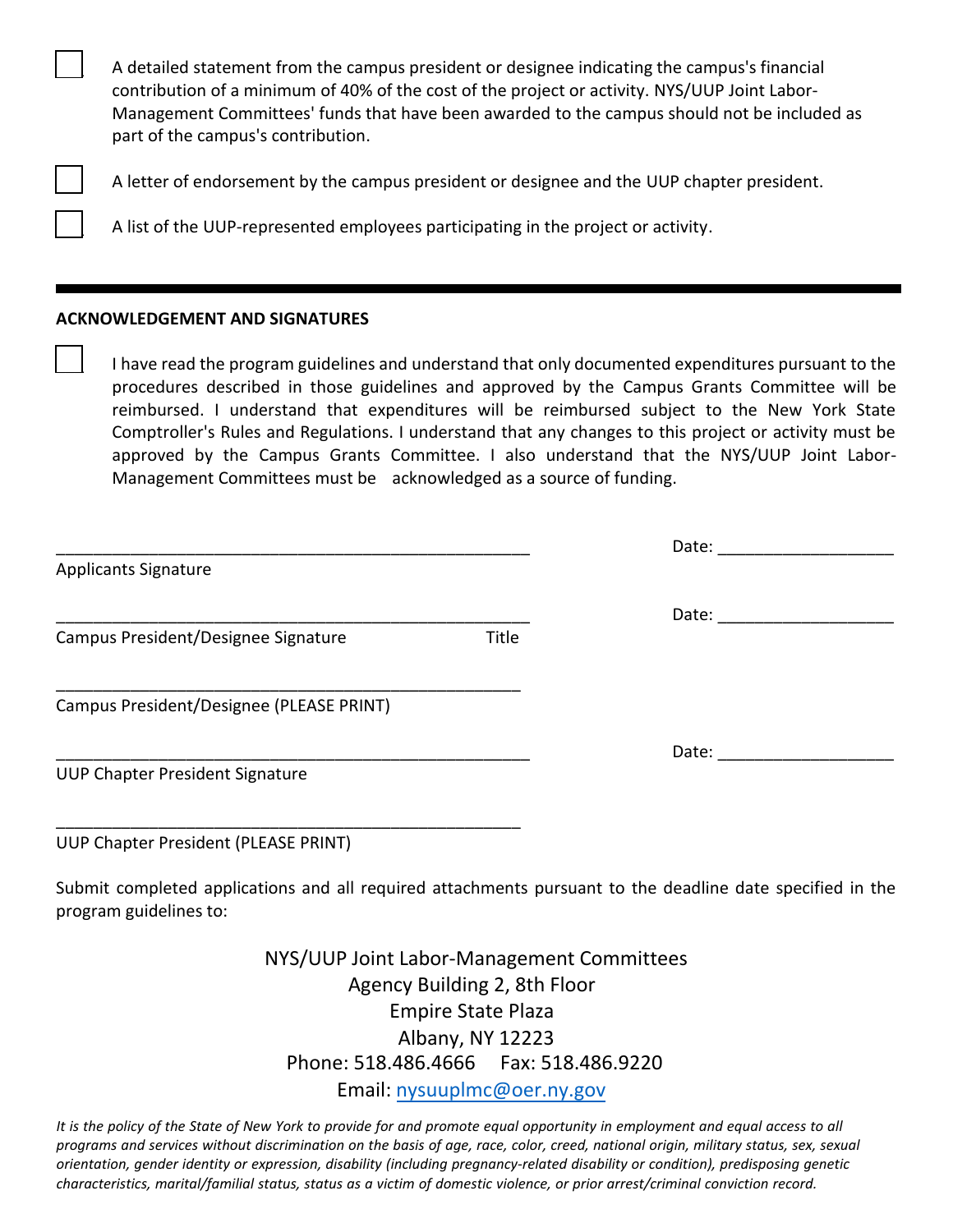- [ ] A detailed statement from the campus president or designee indicating the campus's financial contribution of a minimum of 40% of the cost of the project or activity. NYS/UUP Joint Labor-Management Committees' funds that have been awarded to the campus should not be included as part of the campus's contribution.
- [ ] A letter of endorsement by the campus president or designee and the UUP chapter president.
- [ ] A list of the UUP-represented employees participating in the project or activity.

---

**ACKNOWLEDGEMENT AND SIGNATURES**

- [ ] I have read the program guidelines and understand that only documented expenditures pursuant to the procedures described in those guidelines and approved by the Campus Grants Committee will be reimbursed. I understand that expenditures will be reimbursed subject to the New York State Comptroller's Rules and Regulations. I understand that any changes to this project or activity must be approved by the Campus Grants Committee. I also understand that the NYS/UUP Joint Labor-Management Committees must be acknowledged as a source of funding.

_____________________________________________________ Date: ___________________

Applicants Signature

_____________________________________________________ Date: ___________________

Campus President/Designee Signature Title

_____________________________________________________

Campus President/Designee (PLEASE PRINT)

_____________________________________________________ Date: ___________________

UUP Chapter President Signature

_____________________________________________________

UUP Chapter President (PLEASE PRINT)

Submit completed applications and all required attachments pursuant to the deadline date specified in the program guidelines to:

NYS/UUP Joint Labor-Management Committees
Agency Building 2, 8th Floor
Empire State Plaza
Albany, NY 12223
Phone: 518.486.4666 Fax: 518.486.9220
Email: nysuuplmc@oer.ny.gov

*It is the policy of the State of New York to provide for and promote equal opportunity in employment and equal access to all programs and services without discrimination on the basis of age, race, color, creed, national origin, military status, sex, sexual orientation, gender identity or expression, disability (including pregnancy-related disability or condition), predisposing genetic characteristics, marital/familial status, status as a victim of domestic violence, or prior arrest/criminal conviction record.*